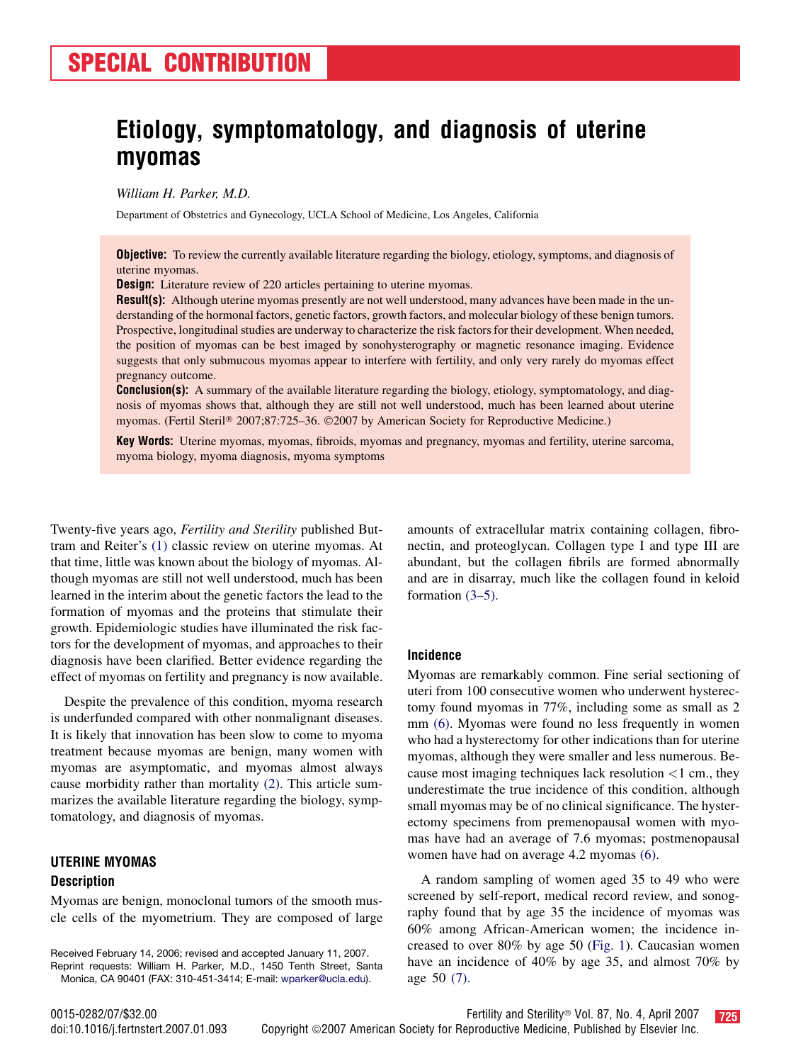SPECIAL CONTRIBUTION

# Etiology, symptomatology, and diagnosis of uterine myomas

*William H. Parker, M.D.*

Department of Obstetrics and Gynecology, UCLA School of Medicine, Los Angeles, California

**Objective:** To review the currently available literature regarding the biology, etiology, symptoms, and diagnosis of uterine myomas.

**Design:** Literature review of 220 articles pertaining to uterine myomas.

**Result(s):** Although uterine myomas presently are not well understood, many advances have been made in the understanding of the hormonal factors, genetic factors, growth factors, and molecular biology of these benign tumors. Prospective, longitudinal studies are underway to characterize the risk factors for their development. When needed, the position of myomas can be best imaged by sonohysterography or magnetic resonance imaging. Evidence suggests that only submucous myomas appear to interfere with fertility, and only very rarely do myomas effect pregnancy outcome.

**Conclusion(s):** A summary of the available literature regarding the biology, etiology, symptomatology, and diagnosis of myomas shows that, although they are still not well understood, much has been learned about uterine myomas. (Fertil Steril® 2007;87:725–36. ©2007 by American Society for Reproductive Medicine.)

**Key Words:** Uterine myomas, myomas, fibroids, myomas and pregnancy, myomas and fertility, uterine sarcoma, myoma biology, myoma diagnosis, myoma symptoms

Twenty-five years ago, *Fertility and Sterility* published Buttram and Reiter's (1) classic review on uterine myomas. At that time, little was known about the biology of myomas. Although myomas are still not well understood, much has been learned in the interim about the genetic factors the lead to the formation of myomas and the proteins that stimulate their growth. Epidemiologic studies have illuminated the risk factors for the development of myomas, and approaches to their diagnosis have been clarified. Better evidence regarding the effect of myomas on fertility and pregnancy is now available.

Despite the prevalence of this condition, myoma research is underfunded compared with other nonmalignant diseases. It is likely that innovation has been slow to come to myoma treatment because myomas are benign, many women with myomas are asymptomatic, and myomas almost always cause morbidity rather than mortality (2). This article summarizes the available literature regarding the biology, symptomatology, and diagnosis of myomas.

## UTERINE MYOMAS

### Description

Myomas are benign, monoclonal tumors of the smooth muscle cells of the myometrium. They are composed of large amounts of extracellular matrix containing collagen, fibronectin, and proteoglycan. Collagen type I and type III are abundant, but the collagen fibrils are formed abnormally and are in disarray, much like the collagen found in keloid formation (3–5).

### Incidence

Myomas are remarkably common. Fine serial sectioning of uteri from 100 consecutive women who underwent hysterectomy found myomas in 77%, including some as small as 2 mm (6). Myomas were found no less frequently in women who had a hysterectomy for other indications than for uterine myomas, although they were smaller and less numerous. Because most imaging techniques lack resolution <1 cm., they underestimate the true incidence of this condition, although small myomas may be of no clinical significance. The hysterectomy specimens from premenopausal women with myomas have had an average of 7.6 myomas; postmenopausal women have had on average 4.2 myomas (6).

A random sampling of women aged 35 to 49 who were screened by self-report, medical record review, and sonography found that by age 35 the incidence of myomas was 60% among African-American women; the incidence increased to over 80% by age 50 (Fig. 1). Caucasian women have an incidence of 40% by age 35, and almost 70% by age 50 (7).

Received February 14, 2006; revised and accepted January 11, 2007.
Reprint requests: William H. Parker, M.D., 1450 Tenth Street, Santa Monica, CA 90401 (FAX: 310-451-3414; E-mail: wparker@ucla.edu).

0015-0282/07/$32.00
doi:10.1016/j.fertnstert.2007.01.093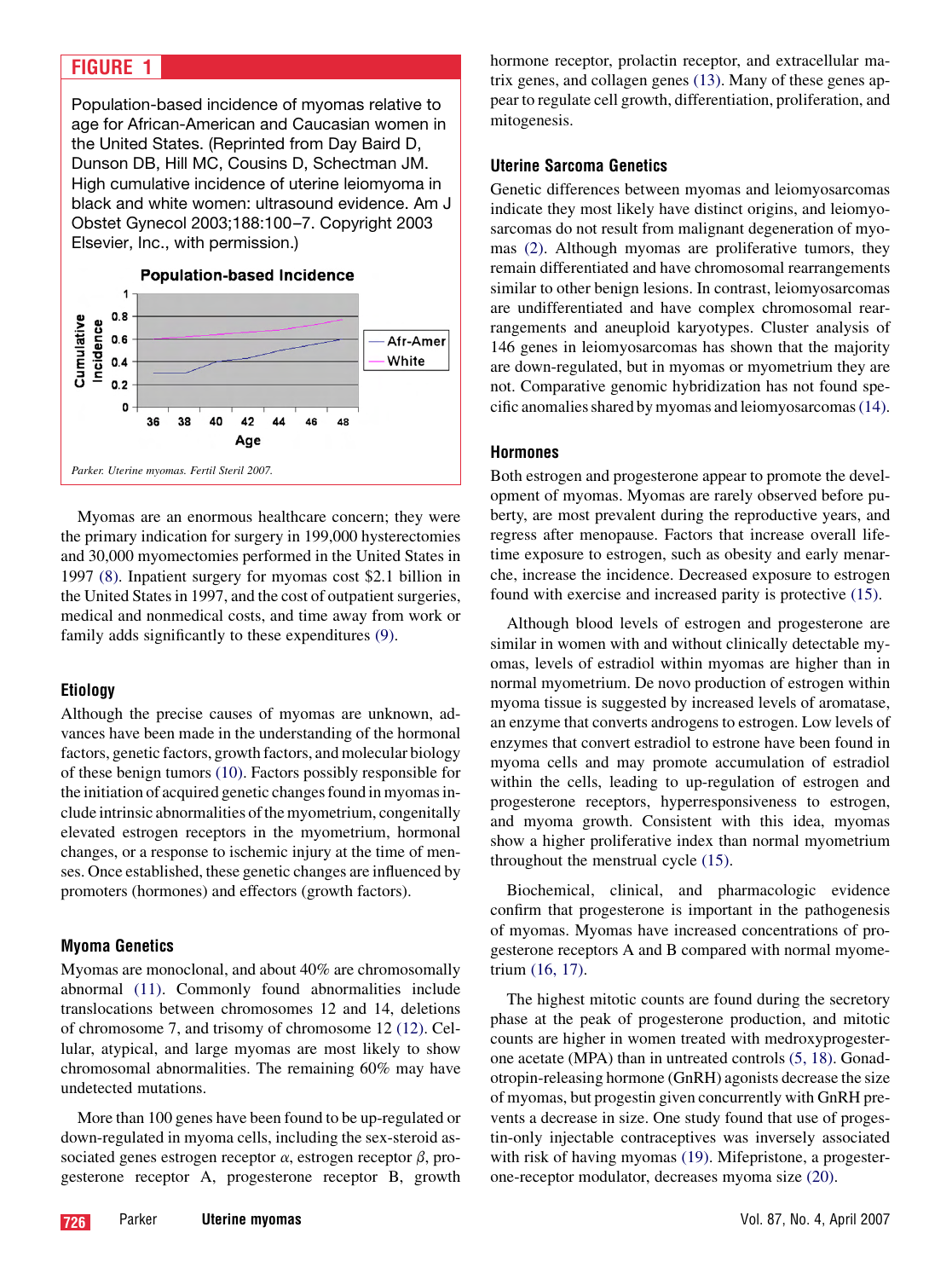**FIGURE 1**

Population-based incidence of myomas relative to age for African-American and Caucasian women in the United States. (Reprinted from Day Baird D, Dunson DB, Hill MC, Cousins D, Schectman JM. High cumulative incidence of uterine leiomyoma in black and white women: ultrasound evidence. Am J Obstet Gynecol 2003;188:100–7. Copyright 2003 Elsevier, Inc., with permission.)

*Parker. Uterine myomas. Fertil Steril 2007.*

Myomas are an enormous healthcare concern; they were the primary indication for surgery in 199,000 hysterectomies and 30,000 myomectomies performed in the United States in 1997 (8). Inpatient surgery for myomas cost $2.1 billion in the United States in 1997, and the cost of outpatient surgeries, medical and nonmedical costs, and time away from work or family adds significantly to these expenditures (9).

## Etiology

Although the precise causes of myomas are unknown, advances have been made in the understanding of the hormonal factors, genetic factors, growth factors, and molecular biology of these benign tumors (10). Factors possibly responsible for the initiation of acquired genetic changes found in myomas include intrinsic abnormalities of the myometrium, congenitally elevated estrogen receptors in the myometrium, hormonal changes, or a response to ischemic injury at the time of menses. Once established, these genetic changes are influenced by promoters (hormones) and effectors (growth factors).

## Myoma Genetics

Myomas are monoclonal, and about 40% are chromosomally abnormal (11). Commonly found abnormalities include translocations between chromosomes 12 and 14, deletions of chromosome 7, and trisomy of chromosome 12 (12). Cellular, atypical, and large myomas are most likely to show chromosomal abnormalities. The remaining 60% may have undetected mutations.

More than 100 genes have been found to be up-regulated or down-regulated in myoma cells, including the sex-steroid associated genes estrogen receptor $\alpha$, estrogen receptor $\beta$, progesterone receptor A, progesterone receptor B, growth hormone receptor, prolactin receptor, and extracellular matrix genes, and collagen genes (13). Many of these genes appear to regulate cell growth, differentiation, proliferation, and mitogenesis.

## Uterine Sarcoma Genetics

Genetic differences between myomas and leiomyosarcomas indicate they most likely have distinct origins, and leiomyosarcomas do not result from malignant degeneration of myomas (2). Although myomas are proliferative tumors, they remain differentiated and have chromosomal rearrangements similar to other benign lesions. In contrast, leiomyosarcomas are undifferentiated and have complex chromosomal rearrangements and aneuploid karyotypes. Cluster analysis of 146 genes in leiomyosarcomas has shown that the majority are down-regulated, but in myomas or myometrium they are not. Comparative genomic hybridization has not found specific anomalies shared by myomas and leiomyosarcomas (14).

## Hormones

Both estrogen and progesterone appear to promote the development of myomas. Myomas are rarely observed before puberty, are most prevalent during the reproductive years, and regress after menopause. Factors that increase overall lifetime exposure to estrogen, such as obesity and early menarche, increase the incidence. Decreased exposure to estrogen found with exercise and increased parity is protective (15).

Although blood levels of estrogen and progesterone are similar in women with and without clinically detectable myomas, levels of estradiol within myomas are higher than in normal myometrium. De novo production of estrogen within myoma tissue is suggested by increased levels of aromatase, an enzyme that converts androgens to estrogen. Low levels of enzymes that convert estradiol to estrone have been found in myoma cells and may promote accumulation of estradiol within the cells, leading to up-regulation of estrogen and progesterone receptors, hyperresponsiveness to estrogen, and myoma growth. Consistent with this idea, myomas show a higher proliferative index than normal myometrium throughout the menstrual cycle (15).

Biochemical, clinical, and pharmacologic evidence confirm that progesterone is important in the pathogenesis of myomas. Myomas have increased concentrations of progesterone receptors A and B compared with normal myometrium (16, 17).

The highest mitotic counts are found during the secretory phase at the peak of progesterone production, and mitotic counts are higher in women treated with medroxyprogesterone acetate (MPA) than in untreated controls (5, 18). Gonadotropin-releasing hormone (GnRH) agonists decrease the size of myomas, but progestin given concurrently with GnRH prevents a decrease in size. One study found that use of progestin-only injectable contraceptives was inversely associated with risk of having myomas (19). Mifepristone, a progesterone-receptor modulator, decreases myoma size (20).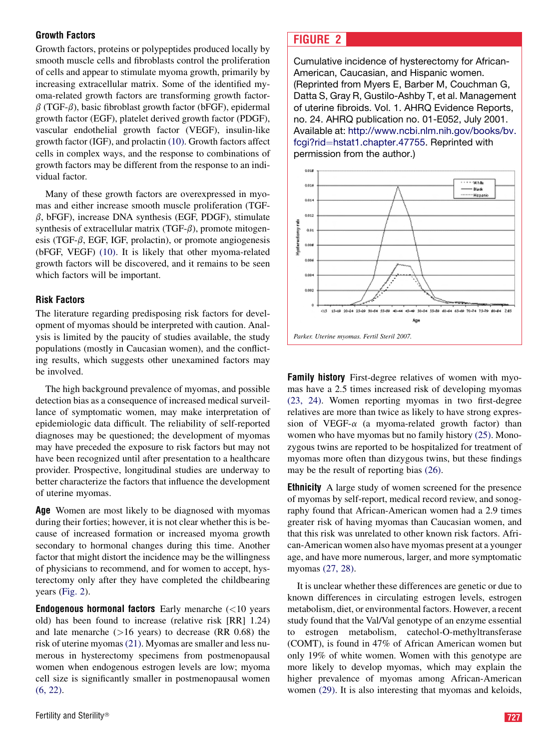### Growth Factors

Growth factors, proteins or polypeptides produced locally by smooth muscle cells and fibroblasts control the proliferation of cells and appear to stimulate myoma growth, primarily by increasing extracellular matrix. Some of the identified myoma-related growth factors are transforming growth factor-$\beta$ (TGF-$\beta$), basic fibroblast growth factor (bFGF), epidermal growth factor (EGF), platelet derived growth factor (PDGF), vascular endothelial growth factor (VEGF), insulin-like growth factor (IGF), and prolactin (10). Growth factors affect cells in complex ways, and the response to combinations of growth factors may be different from the response to an individual factor.

Many of these growth factors are overexpressed in myomas and either increase smooth muscle proliferation (TGF-$\beta$, bFGF), increase DNA synthesis (EGF, PDGF), stimulate synthesis of extracellular matrix (TGF-$\beta$), promote mitogenesis (TGF-$\beta$, EGF, IGF, prolactin), or promote angiogenesis (bFGF, VEGF) (10). It is likely that other myoma-related growth factors will be discovered, and it remains to be seen which factors will be important.

### Risk Factors

The literature regarding predisposing risk factors for development of myomas should be interpreted with caution. Analysis is limited by the paucity of studies available, the study populations (mostly in Caucasian women), and the conflicting results, which suggests other unexamined factors may be involved.

The high background prevalence of myomas, and possible detection bias as a consequence of increased medical surveillance of symptomatic women, may make interpretation of epidemiologic data difficult. The reliability of self-reported diagnoses may be questioned; the development of myomas may have preceded the exposure to risk factors but may not have been recognized until after presentation to a healthcare provider. Prospective, longitudinal studies are underway to better characterize the factors that influence the development of uterine myomas.

**Age** Women are most likely to be diagnosed with myomas during their forties; however, it is not clear whether this is because of increased formation or increased myoma growth secondary to hormonal changes during this time. Another factor that might distort the incidence may be the willingness of physicians to recommend, and for women to accept, hysterectomy only after they have completed the childbearing years (Fig. 2).

**Endogenous hormonal factors** Early menarche (<10 years old) has been found to increase (relative risk [RR] 1.24) and late menarche (>16 years) to decrease (RR 0.68) the risk of uterine myomas (21). Myomas are smaller and less numerous in hysterectomy specimens from postmenopausal women when endogenous estrogen levels are low; myoma cell size is significantly smaller in postmenopausal women (6, 22).

**FIGURE 2**

Cumulative incidence of hysterectomy for African-American, Caucasian, and Hispanic women. (Reprinted from Myers E, Barber M, Couchman G, Datta S, Gray R, Gustilo-Ashby T, et al. Management of uterine fibroids. Vol. 1. AHRQ Evidence Reports, no. 24. AHRQ publication no. 01-E052, July 2001. Available at: http://www.ncbi.nlm.nih.gov/books/bv.fcgi?rid=hstat1.chapter.47755. Reprinted with permission from the author.)

*Parker. Uterine myomas. Fertil Steril 2007.*

**Family history** First-degree relatives of women with myomas have a 2.5 times increased risk of developing myomas (23, 24). Women reporting myomas in two first-degree relatives are more than twice as likely to have strong expression of VEGF-$\alpha$ (a myoma-related growth factor) than women who have myomas but no family history (25). Monozygous twins are reported to be hospitalized for treatment of myomas more often than dizygous twins, but these findings may be the result of reporting bias (26).

**Ethnicity** A large study of women screened for the presence of myomas by self-report, medical record review, and sonography found that African-American women had a 2.9 times greater risk of having myomas than Caucasian women, and that this risk was unrelated to other known risk factors. African-American women also have myomas present at a younger age, and have more numerous, larger, and more symptomatic myomas (27, 28).

It is unclear whether these differences are genetic or due to known differences in circulating estrogen levels, estrogen metabolism, diet, or environmental factors. However, a recent study found that the Val/Val genotype of an enzyme essential to estrogen metabolism, catechol-O-methyltransferase (COMT), is found in 47% of African American women but only 19% of white women. Women with this genotype are more likely to develop myomas, which may explain the higher prevalence of myomas among African-American women (29). It is also interesting that myomas and keloids,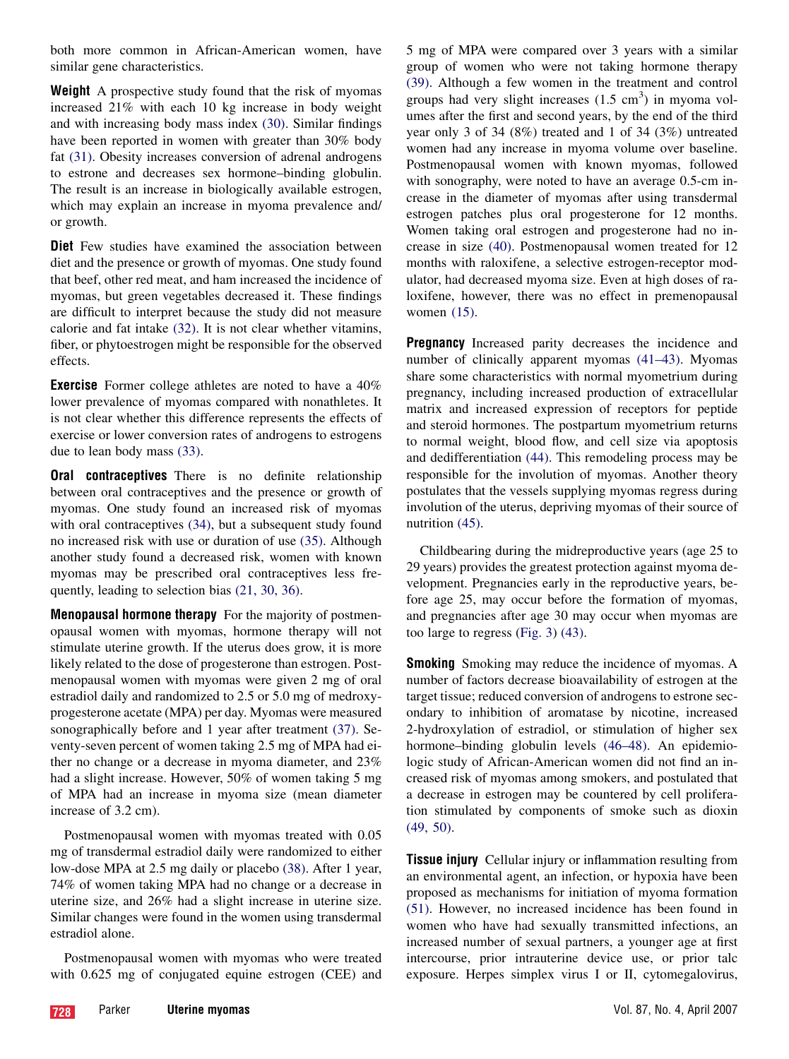both more common in African-American women, have similar gene characteristics.

**Weight** A prospective study found that the risk of myomas increased 21% with each 10 kg increase in body weight and with increasing body mass index (30). Similar findings have been reported in women with greater than 30% body fat (31). Obesity increases conversion of adrenal androgens to estrone and decreases sex hormone–binding globulin. The result is an increase in biologically available estrogen, which may explain an increase in myoma prevalence and/or growth.

**Diet** Few studies have examined the association between diet and the presence or growth of myomas. One study found that beef, other red meat, and ham increased the incidence of myomas, but green vegetables decreased it. These findings are difficult to interpret because the study did not measure calorie and fat intake (32). It is not clear whether vitamins, fiber, or phytoestrogen might be responsible for the observed effects.

**Exercise** Former college athletes are noted to have a 40% lower prevalence of myomas compared with nonathletes. It is not clear whether this difference represents the effects of exercise or lower conversion rates of androgens to estrogens due to lean body mass (33).

**Oral contraceptives** There is no definite relationship between oral contraceptives and the presence or growth of myomas. One study found an increased risk of myomas with oral contraceptives (34), but a subsequent study found no increased risk with use or duration of use (35). Although another study found a decreased risk, women with known myomas may be prescribed oral contraceptives less frequently, leading to selection bias (21, 30, 36).

**Menopausal hormone therapy** For the majority of postmenopausal women with myomas, hormone therapy will not stimulate uterine growth. If the uterus does grow, it is more likely related to the dose of progesterone than estrogen. Postmenopausal women with myomas were given 2 mg of oral estradiol daily and randomized to 2.5 or 5.0 mg of medroxyprogesterone acetate (MPA) per day. Myomas were measured sonographically before and 1 year after treatment (37). Seventy-seven percent of women taking 2.5 mg of MPA had either no change or a decrease in myoma diameter, and 23% had a slight increase. However, 50% of women taking 5 mg of MPA had an increase in myoma size (mean diameter increase of 3.2 cm).

Postmenopausal women with myomas treated with 0.05 mg of transdermal estradiol daily were randomized to either low-dose MPA at 2.5 mg daily or placebo (38). After 1 year, 74% of women taking MPA had no change or a decrease in uterine size, and 26% had a slight increase in uterine size. Similar changes were found in the women using transdermal estradiol alone.

Postmenopausal women with myomas who were treated with 0.625 mg of conjugated equine estrogen (CEE) and 5 mg of MPA were compared over 3 years with a similar group of women who were not taking hormone therapy (39). Although a few women in the treatment and control groups had very slight increases (1.5 $cm^3$) in myoma volumes after the first and second years, by the end of the third year only 3 of 34 (8%) treated and 1 of 34 (3%) untreated women had any increase in myoma volume over baseline. Postmenopausal women with known myomas, followed with sonography, were noted to have an average 0.5-cm increase in the diameter of myomas after using transdermal estrogen patches plus oral progesterone for 12 months. Women taking oral estrogen and progesterone had no increase in size (40). Postmenopausal women treated for 12 months with raloxifene, a selective estrogen-receptor modulator, had decreased myoma size. Even at high doses of raloxifene, however, there was no effect in premenopausal women (15).

**Pregnancy** Increased parity decreases the incidence and number of clinically apparent myomas (41–43). Myomas share some characteristics with normal myometrium during pregnancy, including increased production of extracellular matrix and increased expression of receptors for peptide and steroid hormones. The postpartum myometrium returns to normal weight, blood flow, and cell size via apoptosis and dedifferentiation (44). This remodeling process may be responsible for the involution of myomas. Another theory postulates that the vessels supplying myomas regress during involution of the uterus, depriving myomas of their source of nutrition (45).

Childbearing during the midreproductive years (age 25 to 29 years) provides the greatest protection against myoma development. Pregnancies early in the reproductive years, before age 25, may occur before the formation of myomas, and pregnancies after age 30 may occur when myomas are too large to regress (Fig. 3) (43).

**Smoking** Smoking may reduce the incidence of myomas. A number of factors decrease bioavailability of estrogen at the target tissue; reduced conversion of androgens to estrone secondary to inhibition of aromatase by nicotine, increased 2-hydroxylation of estradiol, or stimulation of higher sex hormone–binding globulin levels (46–48). An epidemiologic study of African-American women did not find an increased risk of myomas among smokers, and postulated that a decrease in estrogen may be countered by cell proliferation stimulated by components of smoke such as dioxin (49, 50).

**Tissue injury** Cellular injury or inflammation resulting from an environmental agent, an infection, or hypoxia have been proposed as mechanisms for initiation of myoma formation (51). However, no increased incidence has been found in women who have had sexually transmitted infections, an increased number of sexual partners, a younger age at first intercourse, prior intrauterine device use, or prior talc exposure. Herpes simplex virus I or II, cytomegalovirus,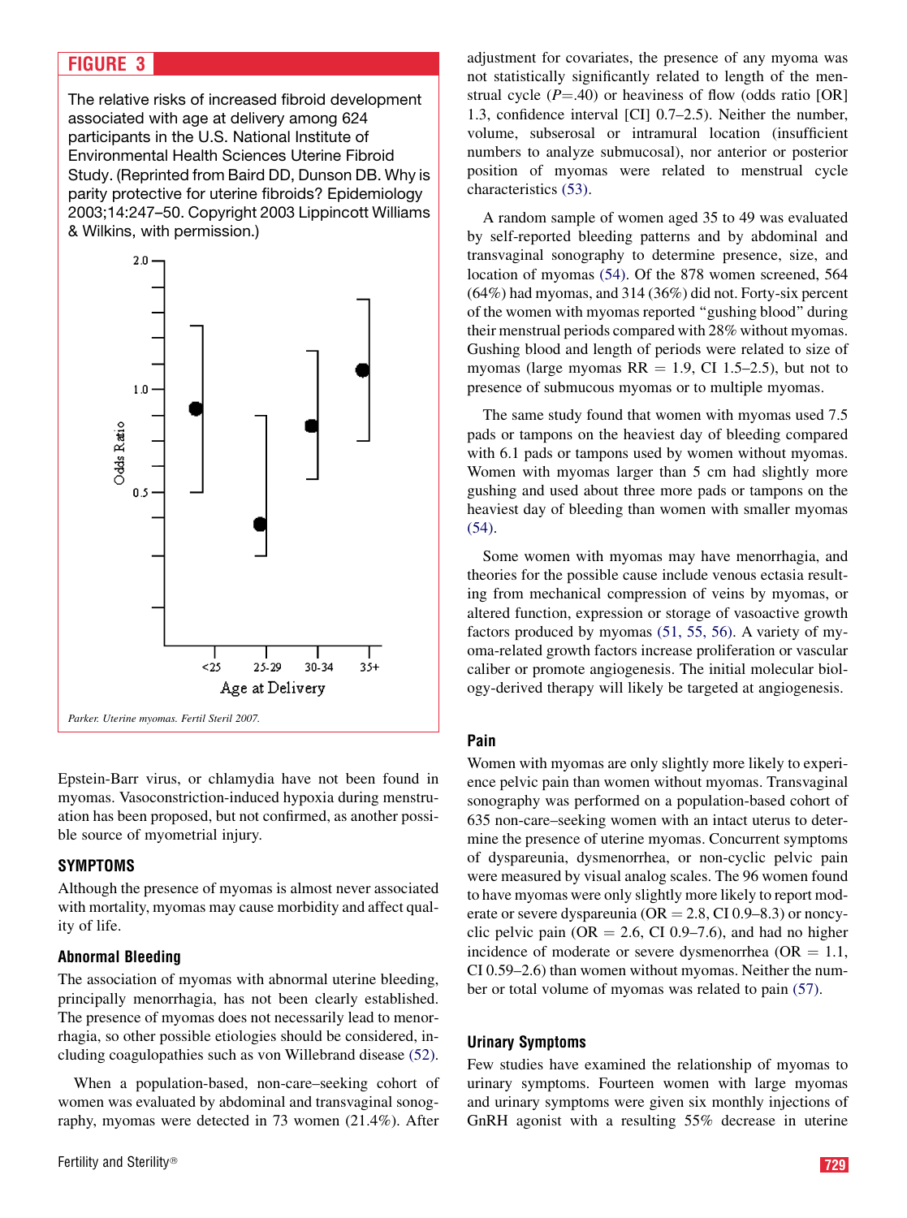**FIGURE 3**

The relative risks of increased fibroid development associated with age at delivery among 624 participants in the U.S. National Institute of Environmental Health Sciences Uterine Fibroid Study. (Reprinted from Baird DD, Dunson DB. Why is parity protective for uterine fibroids? Epidemiology 2003;14:247–50. Copyright 2003 Lippincott Williams & Wilkins, with permission.)

*Parker. Uterine myomas. Fertil Steril 2007.*

Epstein-Barr virus, or chlamydia have not been found in myomas. Vasoconstriction-induced hypoxia during menstruation has been proposed, but not confirmed, as another possible source of myometrial injury.

## SYMPTOMS

Although the presence of myomas is almost never associated with mortality, myomas may cause morbidity and affect quality of life.

### Abnormal Bleeding

The association of myomas with abnormal uterine bleeding, principally menorrhagia, has not been clearly established. The presence of myomas does not necessarily lead to menorrhagia, so other possible etiologies should be considered, including coagulopathies such as von Willebrand disease (52).

When a population-based, non-care–seeking cohort of women was evaluated by abdominal and transvaginal sonography, myomas were detected in 73 women (21.4%). After adjustment for covariates, the presence of any myoma was not statistically significantly related to length of the menstrual cycle ($P$=.40) or heaviness of flow (odds ratio [OR] 1.3, confidence interval [CI] 0.7–2.5). Neither the number, volume, subserosal or intramural location (insufficient numbers to analyze submucosal), nor anterior or posterior position of myomas were related to menstrual cycle characteristics (53).

A random sample of women aged 35 to 49 was evaluated by self-reported bleeding patterns and by abdominal and transvaginal sonography to determine presence, size, and location of myomas (54). Of the 878 women screened, 564 (64%) had myomas, and 314 (36%) did not. Forty-six percent of the women with myomas reported "gushing blood" during their menstrual periods compared with 28% without myomas. Gushing blood and length of periods were related to size of myomas (large myomas RR = 1.9, CI 1.5–2.5), but not to presence of submucous myomas or to multiple myomas.

The same study found that women with myomas used 7.5 pads or tampons on the heaviest day of bleeding compared with 6.1 pads or tampons used by women without myomas. Women with myomas larger than 5 cm had slightly more gushing and used about three more pads or tampons on the heaviest day of bleeding than women with smaller myomas (54).

Some women with myomas may have menorrhagia, and theories for the possible cause include venous ectasia resulting from mechanical compression of veins by myomas, or altered function, expression or storage of vasoactive growth factors produced by myomas (51, 55, 56). A variety of myoma-related growth factors increase proliferation or vascular caliber or promote angiogenesis. The initial molecular biology-derived therapy will likely be targeted at angiogenesis.

### Pain

Women with myomas are only slightly more likely to experience pelvic pain than women without myomas. Transvaginal sonography was performed on a population-based cohort of 635 non-care–seeking women with an intact uterus to determine the presence of uterine myomas. Concurrent symptoms of dyspareunia, dysmenorrhea, or non-cyclic pelvic pain were measured by visual analog scales. The 96 women found to have myomas were only slightly more likely to report moderate or severe dyspareunia (OR = 2.8, CI 0.9–8.3) or noncyclic pelvic pain (OR = 2.6, CI 0.9–7.6), and had no higher incidence of moderate or severe dysmenorrhea (OR = 1.1, CI 0.59–2.6) than women without myomas. Neither the number or total volume of myomas was related to pain (57).

### Urinary Symptoms

Few studies have examined the relationship of myomas to urinary symptoms. Fourteen women with large myomas and urinary symptoms were given six monthly injections of GnRH agonist with a resulting 55% decrease in uterine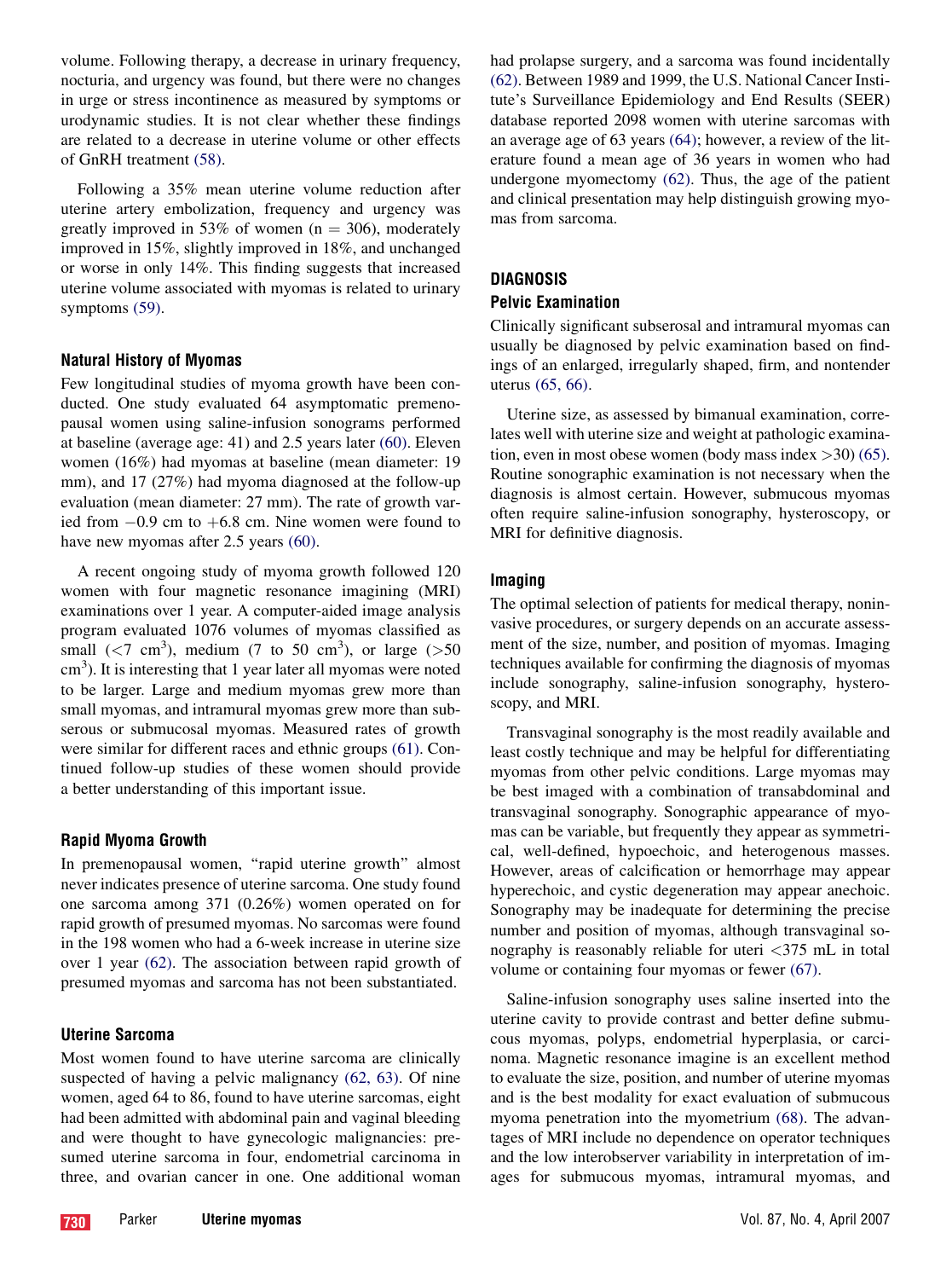volume. Following therapy, a decrease in urinary frequency, nocturia, and urgency was found, but there were no changes in urge or stress incontinence as measured by symptoms or urodynamic studies. It is not clear whether these findings are related to a decrease in uterine volume or other effects of GnRH treatment (58).

Following a 35% mean uterine volume reduction after uterine artery embolization, frequency and urgency was greatly improved in 53% of women (n = 306), moderately improved in 15%, slightly improved in 18%, and unchanged or worse in only 14%. This finding suggests that increased uterine volume associated with myomas is related to urinary symptoms (59).

### Natural History of Myomas

Few longitudinal studies of myoma growth have been conducted. One study evaluated 64 asymptomatic premenopausal women using saline-infusion sonograms performed at baseline (average age: 41) and 2.5 years later (60). Eleven women (16%) had myomas at baseline (mean diameter: 19 mm), and 17 (27%) had myoma diagnosed at the follow-up evaluation (mean diameter: 27 mm). The rate of growth varied from −0.9 cm to +6.8 cm. Nine women were found to have new myomas after 2.5 years (60).

A recent ongoing study of myoma growth followed 120 women with four magnetic resonance imaging (MRI) examinations over 1 year. A computer-aided image analysis program evaluated 1076 volumes of myomas classified as small (<7 $cm^3$), medium (7 to 50 $cm^3$), or large (>50 $cm^3$). It is interesting that 1 year later all myomas were noted to be larger. Large and medium myomas grew more than small myomas, and intramural myomas grew more than subserous or submucosal myomas. Measured rates of growth were similar for different races and ethnic groups (61). Continued follow-up studies of these women should provide a better understanding of this important issue.

### Rapid Myoma Growth

In premenopausal women, "rapid uterine growth" almost never indicates presence of uterine sarcoma. One study found one sarcoma among 371 (0.26%) women operated on for rapid growth of presumed myomas. No sarcomas were found in the 198 women who had a 6-week increase in uterine size over 1 year (62). The association between rapid growth of presumed myomas and sarcoma has not been substantiated.

### Uterine Sarcoma

Most women found to have uterine sarcoma are clinically suspected of having a pelvic malignancy (62, 63). Of nine women, aged 64 to 86, found to have uterine sarcomas, eight had been admitted with abdominal pain and vaginal bleeding and were thought to have gynecologic malignancies: presumed uterine sarcoma in four, endometrial carcinoma in three, and ovarian cancer in one. One additional woman had prolapse surgery, and a sarcoma was found incidentally (62). Between 1989 and 1999, the U.S. National Cancer Institute's Surveillance Epidemiology and End Results (SEER) database reported 2098 women with uterine sarcomas with an average age of 63 years (64); however, a review of the literature found a mean age of 36 years in women who had undergone myomectomy (62). Thus, the age of the patient and clinical presentation may help distinguish growing myomas from sarcoma.

## DIAGNOSIS

### Pelvic Examination

Clinically significant subserosal and intramural myomas can usually be diagnosed by pelvic examination based on findings of an enlarged, irregularly shaped, firm, and nontender uterus (65, 66).

Uterine size, as assessed by bimanual examination, correlates well with uterine size and weight at pathologic examination, even in most obese women (body mass index >30) (65). Routine sonographic examination is not necessary when the diagnosis is almost certain. However, submucous myomas often require saline-infusion sonography, hysteroscopy, or MRI for definitive diagnosis.

### Imaging

The optimal selection of patients for medical therapy, noninvasive procedures, or surgery depends on an accurate assessment of the size, number, and position of myomas. Imaging techniques available for confirming the diagnosis of myomas include sonography, saline-infusion sonography, hysteroscopy, and MRI.

Transvaginal sonography is the most readily available and least costly technique and may be helpful for differentiating myomas from other pelvic conditions. Large myomas may be best imaged with a combination of transabdominal and transvaginal sonography. Sonographic appearance of myomas can be variable, but frequently they appear as symmetrical, well-defined, hypoechoic, and heterogenous masses. However, areas of calcification or hemorrhage may appear hyperechoic, and cystic degeneration may appear anechoic. Sonography may be inadequate for determining the precise number and position of myomas, although transvaginal sonography is reasonably reliable for uteri <375 mL in total volume or containing four myomas or fewer (67).

Saline-infusion sonography uses saline inserted into the uterine cavity to provide contrast and better define submucous myomas, polyps, endometrial hyperplasia, or carcinoma. Magnetic resonance imagine is an excellent method to evaluate the size, position, and number of uterine myomas and is the best modality for exact evaluation of submucous myoma penetration into the myometrium (68). The advantages of MRI include no dependence on operator techniques and the low interobserver variability in interpretation of images for submucous myomas, intramural myomas, and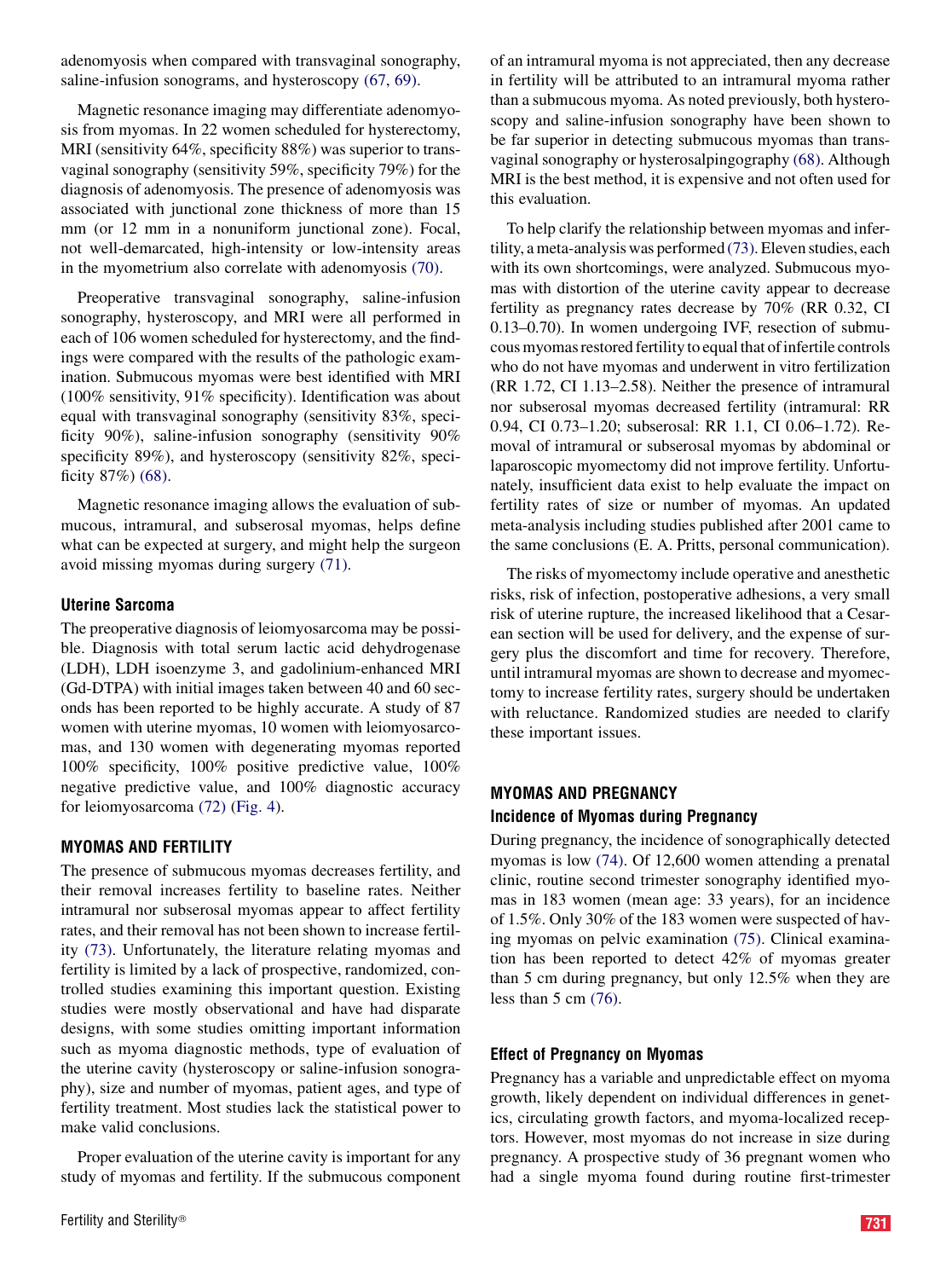adenomyosis when compared with transvaginal sonography, saline-infusion sonograms, and hysteroscopy (67, 69).

Magnetic resonance imaging may differentiate adenomyosis from myomas. In 22 women scheduled for hysterectomy, MRI (sensitivity 64%, specificity 88%) was superior to transvaginal sonography (sensitivity 59%, specificity 79%) for the diagnosis of adenomyosis. The presence of adenomyosis was associated with junctional zone thickness of more than 15 mm (or 12 mm in a nonuniform junctional zone). Focal, not well-demarcated, high-intensity or low-intensity areas in the myometrium also correlate with adenomyosis (70).

Preoperative transvaginal sonography, saline-infusion sonography, hysteroscopy, and MRI were all performed in each of 106 women scheduled for hysterectomy, and the findings were compared with the results of the pathologic examination. Submucous myomas were best identified with MRI (100% sensitivity, 91% specificity). Identification was about equal with transvaginal sonography (sensitivity 83%, specificity 90%), saline-infusion sonography (sensitivity 90% specificity 89%), and hysteroscopy (sensitivity 82%, specificity 87%) (68).

Magnetic resonance imaging allows the evaluation of submucous, intramural, and subserosal myomas, helps define what can be expected at surgery, and might help the surgeon avoid missing myomas during surgery (71).

### Uterine Sarcoma

The preoperative diagnosis of leiomyosarcoma may be possible. Diagnosis with total serum lactic acid dehydrogenase (LDH), LDH isoenzyme 3, and gadolinium-enhanced MRI (Gd-DTPA) with initial images taken between 40 and 60 seconds has been reported to be highly accurate. A study of 87 women with uterine myomas, 10 women with leiomyosarcomas, and 130 women with degenerating myomas reported 100% specificity, 100% positive predictive value, 100% negative predictive value, and 100% diagnostic accuracy for leiomyosarcoma (72) (Fig. 4).

## MYOMAS AND FERTILITY

The presence of submucous myomas decreases fertility, and their removal increases fertility to baseline rates. Neither intramural nor subserosal myomas appear to affect fertility rates, and their removal has not been shown to increase fertility (73). Unfortunately, the literature relating myomas and fertility is limited by a lack of prospective, randomized, controlled studies examining this important question. Existing studies were mostly observational and have had disparate designs, with some studies omitting important information such as myoma diagnostic methods, type of evaluation of the uterine cavity (hysteroscopy or saline-infusion sonography), size and number of myomas, patient ages, and type of fertility treatment. Most studies lack the statistical power to make valid conclusions.

Proper evaluation of the uterine cavity is important for any study of myomas and fertility. If the submucous component of an intramural myoma is not appreciated, then any decrease in fertility will be attributed to an intramural myoma rather than a submucous myoma. As noted previously, both hysteroscopy and saline-infusion sonography have been shown to be far superior in detecting submucous myomas than transvaginal sonography or hysterosalpingography (68). Although MRI is the best method, it is expensive and not often used for this evaluation.

To help clarify the relationship between myomas and infertility, a meta-analysis was performed (73). Eleven studies, each with its own shortcomings, were analyzed. Submucous myomas with distortion of the uterine cavity appear to decrease fertility as pregnancy rates decrease by 70% (RR 0.32, CI 0.13–0.70). In women undergoing IVF, resection of submucous myomas restored fertility to equal that of infertile controls who do not have myomas and underwent in vitro fertilization (RR 1.72, CI 1.13–2.58). Neither the presence of intramural nor subserosal myomas decreased fertility (intramural: RR 0.94, CI 0.73–1.20; subserosal: RR 1.1, CI 0.06–1.72). Removal of intramural or subserosal myomas by abdominal or laparoscopic myomectomy did not improve fertility. Unfortunately, insufficient data exist to help evaluate the impact on fertility rates of size or number of myomas. An updated meta-analysis including studies published after 2001 came to the same conclusions (E. A. Pritts, personal communication).

The risks of myomectomy include operative and anesthetic risks, risk of infection, postoperative adhesions, a very small risk of uterine rupture, the increased likelihood that a Cesarean section will be used for delivery, and the expense of surgery plus the discomfort and time for recovery. Therefore, until intramural myomas are shown to decrease and myomectomy to increase fertility rates, surgery should be undertaken with reluctance. Randomized studies are needed to clarify these important issues.

## MYOMAS AND PREGNANCY

### Incidence of Myomas during Pregnancy

During pregnancy, the incidence of sonographically detected myomas is low (74). Of 12,600 women attending a prenatal clinic, routine second trimester sonography identified myomas in 183 women (mean age: 33 years), for an incidence of 1.5%. Only 30% of the 183 women were suspected of having myomas on pelvic examination (75). Clinical examination has been reported to detect 42% of myomas greater than 5 cm during pregnancy, but only 12.5% when they are less than 5 cm (76).

### Effect of Pregnancy on Myomas

Pregnancy has a variable and unpredictable effect on myoma growth, likely dependent on individual differences in genetics, circulating growth factors, and myoma-localized receptors. However, most myomas do not increase in size during pregnancy. A prospective study of 36 pregnant women who had a single myoma found during routine first-trimester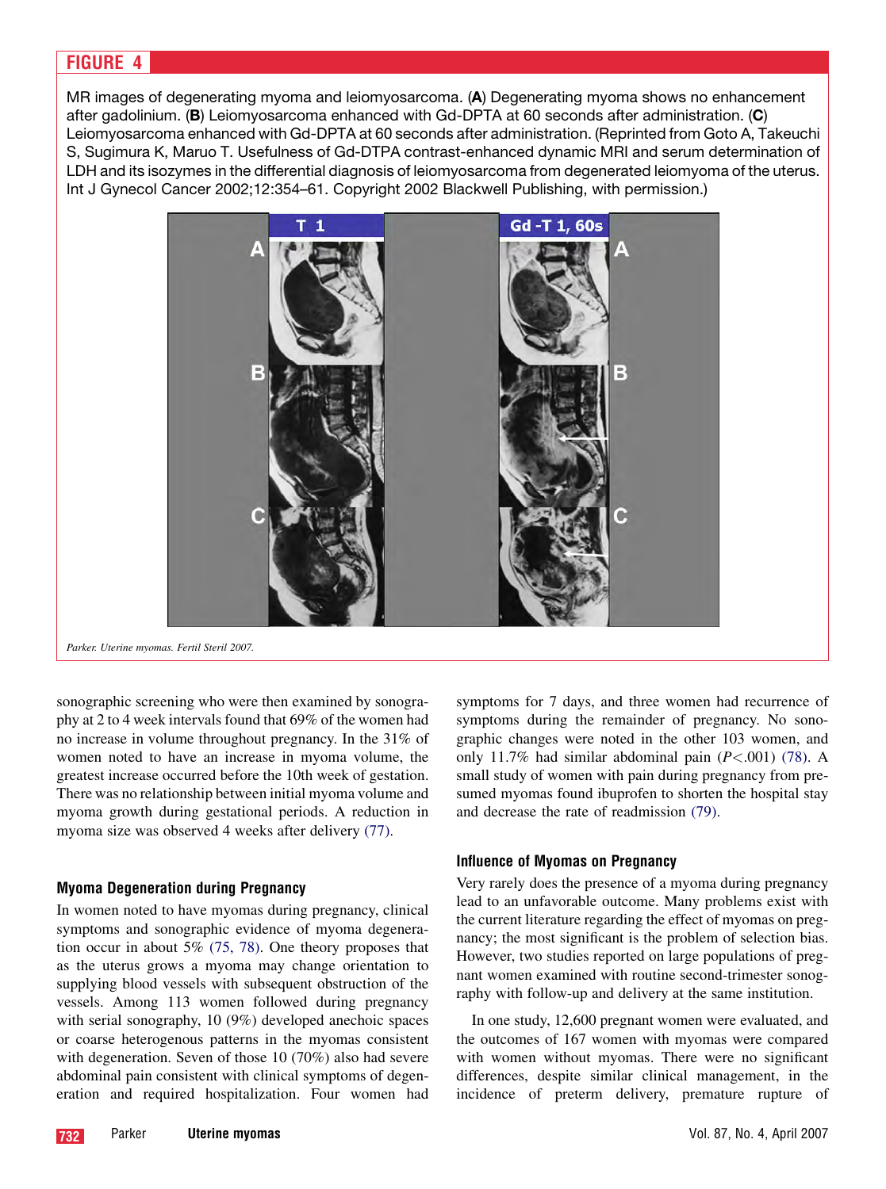**FIGURE 4**

MR images of degenerating myoma and leiomyosarcoma. (**A**) Degenerating myoma shows no enhancement after gadolinium. (**B**) Leiomyosarcoma enhanced with Gd-DPTA at 60 seconds after administration. (**C**) Leiomyosarcoma enhanced with Gd-DPTA at 60 seconds after administration. (Reprinted from Goto A, Takeuchi S, Sugimura K, Maruo T. Usefulness of Gd-DTPA contrast-enhanced dynamic MRI and serum determination of LDH and its isozymes in the differential diagnosis of leiomyosarcoma from degenerated leiomyoma of the uterus. Int J Gynecol Cancer 2002;12:354–61. Copyright 2002 Blackwell Publishing, with permission.)

*Parker. Uterine myomas. Fertil Steril 2007.*

sonographic screening who were then examined by sonography at 2 to 4 week intervals found that 69% of the women had no increase in volume throughout pregnancy. In the 31% of women noted to have an increase in myoma volume, the greatest increase occurred before the 10th week of gestation. There was no relationship between initial myoma volume and myoma growth during gestational periods. A reduction in myoma size was observed 4 weeks after delivery (77).

### Myoma Degeneration during Pregnancy

In women noted to have myomas during pregnancy, clinical symptoms and sonographic evidence of myoma degeneration occur in about 5% (75, 78). One theory proposes that as the uterus grows a myoma may change orientation to supplying blood vessels with subsequent obstruction of the vessels. Among 113 women followed during pregnancy with serial sonography, 10 (9%) developed anechoic spaces or coarse heterogenous patterns in the myomas consistent with degeneration. Seven of those 10 (70%) also had severe abdominal pain consistent with clinical symptoms of degeneration and required hospitalization. Four women had symptoms for 7 days, and three women had recurrence of symptoms during the remainder of pregnancy. No sonographic changes were noted in the other 103 women, and only 11.7% had similar abdominal pain ($P<.001$) (78). A small study of women with pain during pregnancy from presumed myomas found ibuprofen to shorten the hospital stay and decrease the rate of readmission (79).

### Influence of Myomas on Pregnancy

Very rarely does the presence of a myoma during pregnancy lead to an unfavorable outcome. Many problems exist with the current literature regarding the effect of myomas on pregnancy; the most significant is the problem of selection bias. However, two studies reported on large populations of pregnant women examined with routine second-trimester sonography with follow-up and delivery at the same institution.

In one study, 12,600 pregnant women were evaluated, and the outcomes of 167 women with myomas were compared with women without myomas. There were no significant differences, despite similar clinical management, in the incidence of preterm delivery, premature rupture of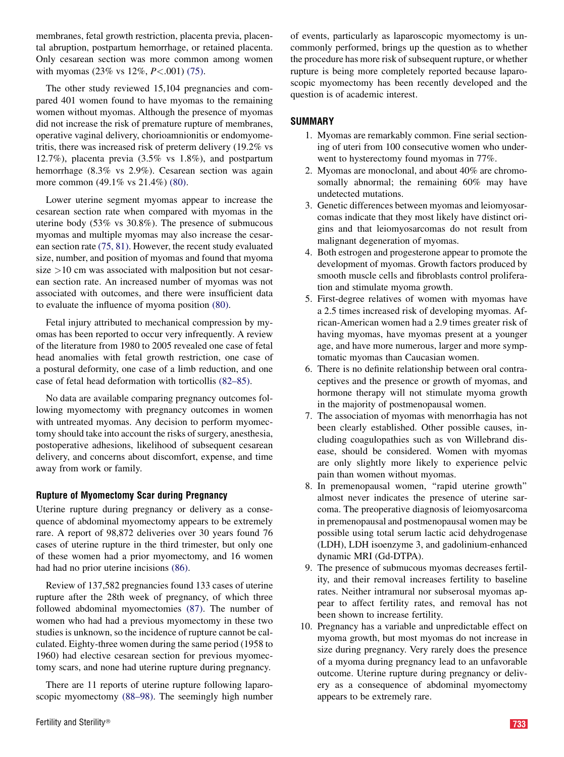membranes, fetal growth restriction, placenta previa, placental abruption, postpartum hemorrhage, or retained placenta. Only cesarean section was more common among women with myomas (23% vs 12%, $P<.001$) (75).

The other study reviewed 15,104 pregnancies and compared 401 women found to have myomas to the remaining women without myomas. Although the presence of myomas did not increase the risk of premature rupture of membranes, operative vaginal delivery, chorioamnionitis or endomyometritis, there was increased risk of preterm delivery (19.2% vs 12.7%), placenta previa (3.5% vs 1.8%), and postpartum hemorrhage (8.3% vs 2.9%). Cesarean section was again more common (49.1% vs 21.4%) (80).

Lower uterine segment myomas appear to increase the cesarean section rate when compared with myomas in the uterine body (53% vs 30.8%). The presence of submucous myomas and multiple myomas may also increase the cesarean section rate (75, 81). However, the recent study evaluated size, number, and position of myomas and found that myoma size >10 cm was associated with malposition but not cesarean section rate. An increased number of myomas was not associated with outcomes, and there were insufficient data to evaluate the influence of myoma position (80).

Fetal injury attributed to mechanical compression by myomas has been reported to occur very infrequently. A review of the literature from 1980 to 2005 revealed one case of fetal head anomalies with fetal growth restriction, one case of a postural deformity, one case of a limb reduction, and one case of fetal head deformation with torticollis (82–85).

No data are available comparing pregnancy outcomes following myomectomy with pregnancy outcomes in women with untreated myomas. Any decision to perform myomectomy should take into account the risks of surgery, anesthesia, postoperative adhesions, likelihood of subsequent cesarean delivery, and concerns about discomfort, expense, and time away from work or family.

### Rupture of Myomectomy Scar during Pregnancy

Uterine rupture during pregnancy or delivery as a consequence of abdominal myomectomy appears to be extremely rare. A report of 98,872 deliveries over 30 years found 76 cases of uterine rupture in the third trimester, but only one of these women had a prior myomectomy, and 16 women had had no prior uterine incisions (86).

Review of 137,582 pregnancies found 133 cases of uterine rupture after the 28th week of pregnancy, of which three followed abdominal myomectomies (87). The number of women who had had a previous myomectomy in these two studies is unknown, so the incidence of rupture cannot be calculated. Eighty-three women during the same period (1958 to 1960) had elective cesarean section for previous myomectomy scars, and none had uterine rupture during pregnancy.

There are 11 reports of uterine rupture following laparoscopic myomectomy (88–98). The seemingly high number of events, particularly as laparoscopic myomectomy is uncommonly performed, brings up the question as to whether the procedure has more risk of subsequent rupture, or whether rupture is being more completely reported because laparoscopic myomectomy has been recently developed and the question is of academic interest.

## SUMMARY

1. Myomas are remarkably common. Fine serial sectioning of uteri from 100 consecutive women who underwent to hysterectomy found myomas in 77%.
2. Myomas are monoclonal, and about 40% are chromosomally abnormal; the remaining 60% may have undetected mutations.
3. Genetic differences between myomas and leiomyosarcomas indicate that they most likely have distinct origins and that leiomyosarcomas do not result from malignant degeneration of myomas.
4. Both estrogen and progesterone appear to promote the development of myomas. Growth factors produced by smooth muscle cells and fibroblasts control proliferation and stimulate myoma growth.
5. First-degree relatives of women with myomas have a 2.5 times increased risk of developing myomas. African-American women had a 2.9 times greater risk of having myomas, have myomas present at a younger age, and have more numerous, larger and more symptomatic myomas than Caucasian women.
6. There is no definite relationship between oral contraceptives and the presence or growth of myomas, and hormone therapy will not stimulate myoma growth in the majority of postmenopausal women.
7. The association of myomas with menorrhagia has not been clearly established. Other possible causes, including coagulopathies such as von Willebrand disease, should be considered. Women with myomas are only slightly more likely to experience pelvic pain than women without myomas.
8. In premenopausal women, "rapid uterine growth" almost never indicates the presence of uterine sarcoma. The preoperative diagnosis of leiomyosarcoma in premenopausal and postmenopausal women may be possible using total serum lactic acid dehydrogenase (LDH), LDH isoenzyme 3, and gadolinium-enhanced dynamic MRI (Gd-DTPA).
9. The presence of submucous myomas decreases fertility, and their removal increases fertility to baseline rates. Neither intramural nor subserosal myomas appear to affect fertility rates, and removal has not been shown to increase fertility.
10. Pregnancy has a variable and unpredictable effect on myoma growth, but most myomas do not increase in size during pregnancy. Very rarely does the presence of a myoma during pregnancy lead to an unfavorable outcome. Uterine rupture during pregnancy or delivery as a consequence of abdominal myomectomy appears to be extremely rare.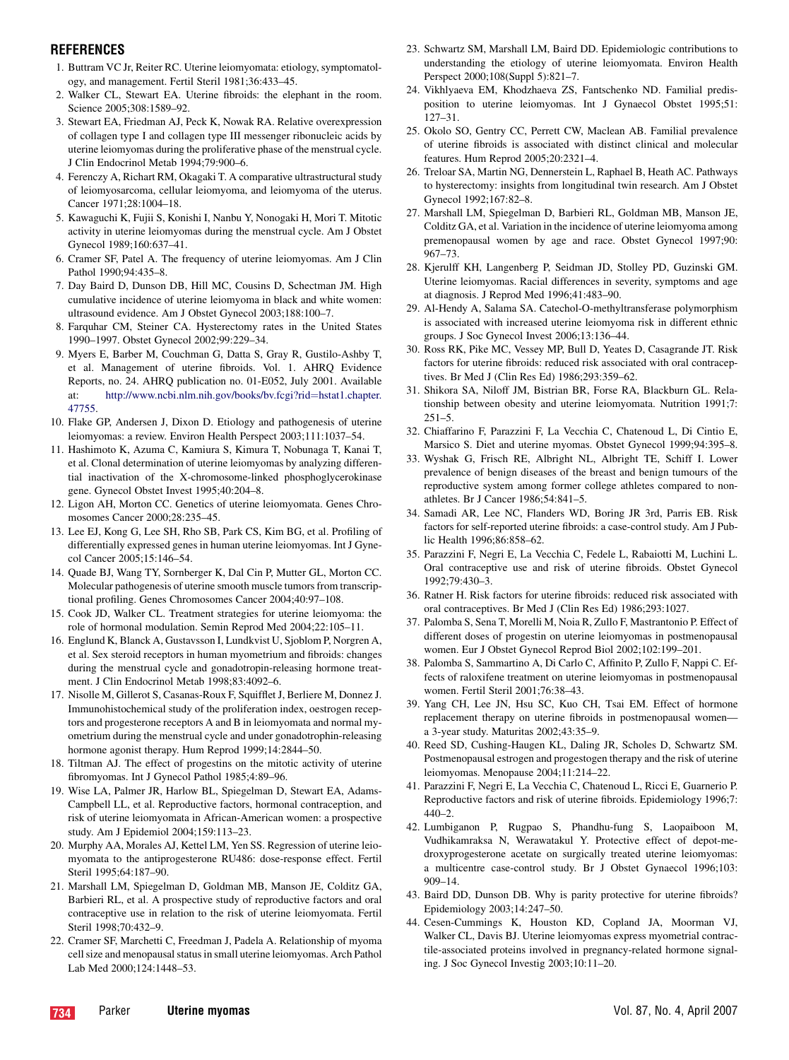## REFERENCES

1. Buttram VC Jr, Reiter RC. Uterine leiomyomata: etiology, symptomatology, and management. Fertil Steril 1981;36:433–45.
2. Walker CL, Stewart EA. Uterine fibroids: the elephant in the room. Science 2005;308:1589–92.
3. Stewart EA, Friedman AJ, Peck K, Nowak RA. Relative overexpression of collagen type I and collagen type III messenger ribonucleic acids by uterine leiomyomas during the proliferative phase of the menstrual cycle. J Clin Endocrinol Metab 1994;79:900–6.
4. Ferenczy A, Richart RM, Okagaki T. A comparative ultrastructural study of leiomyosarcoma, cellular leiomyoma, and leiomyoma of the uterus. Cancer 1971;28:1004–18.
5. Kawaguchi K, Fujii S, Konishi I, Nanbu Y, Nonogaki H, Mori T. Mitotic activity in uterine leiomyomas during the menstrual cycle. Am J Obstet Gynecol 1989;160:637–41.
6. Cramer SF, Patel A. The frequency of uterine leiomyomas. Am J Clin Pathol 1990;94:435–8.
7. Day Baird D, Dunson DB, Hill MC, Cousins D, Schectman JM. High cumulative incidence of uterine leiomyoma in black and white women: ultrasound evidence. Am J Obstet Gynecol 2003;188:100–7.
8. Farquhar CM, Steiner CA. Hysterectomy rates in the United States 1990–1997. Obstet Gynecol 2002;99:229–34.
9. Myers E, Barber M, Couchman G, Datta S, Gray R, Gustilo-Ashby T, et al. Management of uterine fibroids. Vol. 1. AHRQ Evidence Reports, no. 24. AHRQ publication no. 01-E052, July 2001. Available at: http://www.ncbi.nlm.nih.gov/books/bv.fcgi?rid=hstat1.chapter.47755.
10. Flake GP, Andersen J, Dixon D. Etiology and pathogenesis of uterine leiomyomas: a review. Environ Health Perspect 2003;111:1037–54.
11. Hashimoto K, Azuma C, Kamiura S, Kimura T, Nobunaga T, Kanai T, et al. Clonal determination of uterine leiomyomas by analyzing differential inactivation of the X-chromosome-linked phosphoglycerokinase gene. Gynecol Obstet Invest 1995;40:204–8.
12. Ligon AH, Morton CC. Genetics of uterine leiomyomata. Genes Chromosomes Cancer 2000;28:235–45.
13. Lee EJ, Kong G, Lee SH, Rho SB, Park CS, Kim BG, et al. Profiling of differentially expressed genes in human uterine leiomyomas. Int J Gynecol Cancer 2005;15:146–54.
14. Quade BJ, Wang TY, Sornberger K, Dal Cin P, Mutter GL, Morton CC. Molecular pathogenesis of uterine smooth muscle tumors from transcriptional profiling. Genes Chromosomes Cancer 2004;40:97–108.
15. Cook JD, Walker CL. Treatment strategies for uterine leiomyoma: the role of hormonal modulation. Semin Reprod Med 2004;22:105–11.
16. Englund K, Blanck A, Gustavsson I, Lundkvist U, Sjoblom P, Norgren A, et al. Sex steroid receptors in human myometrium and fibroids: changes during the menstrual cycle and gonadotropin-releasing hormone treatment. J Clin Endocrinol Metab 1998;83:4092–6.
17. Nisolle M, Gillerot S, Casanas-Roux F, Squifflet J, Berliere M, Donnez J. Immunohistochemical study of the proliferation index, oestrogen receptors and progesterone receptors A and B in leiomyomata and normal myometrium during the menstrual cycle and under gonadotrophin-releasing hormone agonist therapy. Hum Reprod 1999;14:2844–50.
18. Tiltman AJ. The effect of progestins on the mitotic activity of uterine fibromyomas. Int J Gynecol Pathol 1985;4:89–96.
19. Wise LA, Palmer JR, Harlow BL, Spiegelman D, Stewart EA, Adams-Campbell LL, et al. Reproductive factors, hormonal contraception, and risk of uterine leiomyoma in African-American women: a prospective study. Am J Epidemiol 2004;159:113–23.
20. Murphy AA, Morales AJ, Kettel LM, Yen SS. Regression of uterine leiomyomata to the antiprogesterone RU486: dose-response effect. Fertil Steril 1995;64:187–90.
21. Marshall LM, Spiegelman D, Goldman MB, Manson JE, Colditz GA, Barbieri RL, et al. A prospective study of reproductive factors and oral contraceptive use in relation to the risk of uterine leiomyomata. Fertil Steril 1998;70:432–9.
22. Cramer SF, Marchetti C, Freedman J, Padela A. Relationship of myoma cell size and menopausal status in small uterine leiomyomas. Arch Pathol Lab Med 2000;124:1448–53.
23. Schwartz SM, Marshall LM, Baird DD. Epidemiologic contributions to understanding the etiology of uterine leiomyomata. Environ Health Perspect 2000;108(Suppl 5):821–7.
24. Vikhlyaeva EM, Khodzhaeva ZS, Fantschenko ND. Familial predisposition to uterine leiomyomas. Int J Gynaecol Obstet 1995;51:127–31.
25. Okolo SO, Gentry CC, Perrett CW, Maclean AB. Familial prevalence of uterine fibroids is associated with distinct clinical and molecular features. Hum Reprod 2005;20:2321–4.
26. Treloar SA, Martin NG, Dennerstein L, Raphael B, Heath AC. Pathways to hysterectomy: insights from longitudinal twin research. Am J Obstet Gynecol 1992;167:82–8.
27. Marshall LM, Spiegelman D, Barbieri RL, Goldman MB, Manson JE, Colditz GA, et al. Variation in the incidence of uterine leiomyoma among premenopausal women by age and race. Obstet Gynecol 1997;90:967–73.
28. Kjerulff KH, Langenberg P, Seidman JD, Stolley PD, Guzinski GM. Uterine leiomyomas. Racial differences in severity, symptoms and age at diagnosis. J Reprod Med 1996;41:483–90.
29. Al-Hendy A, Salama SA. Catechol-O-methyltransferase polymorphism is associated with increased uterine leiomyoma risk in different ethnic groups. J Soc Gynecol Invest 2006;13:136–44.
30. Ross RK, Pike MC, Vessey MP, Bull D, Yeates D, Casagrande JT. Risk factors for uterine fibroids: reduced risk associated with oral contraceptives. Br Med J (Clin Res Ed) 1986;293:359–62.
31. Shikora SA, Niloff JM, Bistrian BR, Forse RA, Blackburn GL. Relationship between obesity and uterine leiomyomata. Nutrition 1991;7:251–5.
32. Chiaffarino F, Parazzini F, La Vecchia C, Chatenoud L, Di Cintio E, Marsico S. Diet and uterine myomas. Obstet Gynecol 1999;94:395–8.
33. Wyshak G, Frisch RE, Albright NL, Albright TE, Schiff I. Lower prevalence of benign diseases of the breast and benign tumours of the reproductive system among former college athletes compared to non-athletes. Br J Cancer 1986;54:841–5.
34. Samadi AR, Lee NC, Flanders WD, Boring JR 3rd, Parris EB. Risk factors for self-reported uterine fibroids: a case-control study. Am J Public Health 1996;86:858–62.
35. Parazzini F, Negri E, La Vecchia C, Fedele L, Rabaiotti M, Luchini L. Oral contraceptive use and risk of uterine fibroids. Obstet Gynecol 1992;79:430–3.
36. Ratner H. Risk factors for uterine fibroids: reduced risk associated with oral contraceptives. Br Med J (Clin Res Ed) 1986;293:1027.
37. Palomba S, Sena T, Morelli M, Noia R, Zullo F, Mastrantonio P. Effect of different doses of progestin on uterine leiomyomas in postmenopausal women. Eur J Obstet Gynecol Reprod Biol 2002;102:199–201.
38. Palomba S, Sammartino A, Di Carlo C, Affinito P, Zullo F, Nappi C. Effects of raloxifene treatment on uterine leiomyomas in postmenopausal women. Fertil Steril 2001;76:38–43.
39. Yang CH, Lee JN, Hsu SC, Kuo CH, Tsai EM. Effect of hormone replacement therapy on uterine fibroids in postmenopausal women—a 3-year study. Maturitas 2002;43:35–9.
40. Reed SD, Cushing-Haugen KL, Daling JR, Scholes D, Schwartz SM. Postmenopausal estrogen and progestogen therapy and the risk of uterine leiomyomas. Menopause 2004;11:214–22.
41. Parazzini F, Negri E, La Vecchia C, Chatenoud L, Ricci E, Guarnerio P. Reproductive factors and risk of uterine fibroids. Epidemiology 1996;7:440–2.
42. Lumbiganon P, Rugpao S, Phandhu-fung S, Laopaiboon M, Vudhikamraksa N, Werawatakul Y. Protective effect of depot-medroxyprogesterone acetate on surgically treated uterine leiomyomas: a multicentre case-control study. Br J Obstet Gynaecol 1996;103:909–14.
43. Baird DD, Dunson DB. Why is parity protective for uterine fibroids? Epidemiology 2003;14:247–50.
44. Cesen-Cummings K, Houston KD, Copland JA, Moorman VJ, Walker CL, Davis BJ. Uterine leiomyomas express myometrial contractile-associated proteins involved in pregnancy-related hormone signaling. J Soc Gynecol Investig 2003;10:11–20.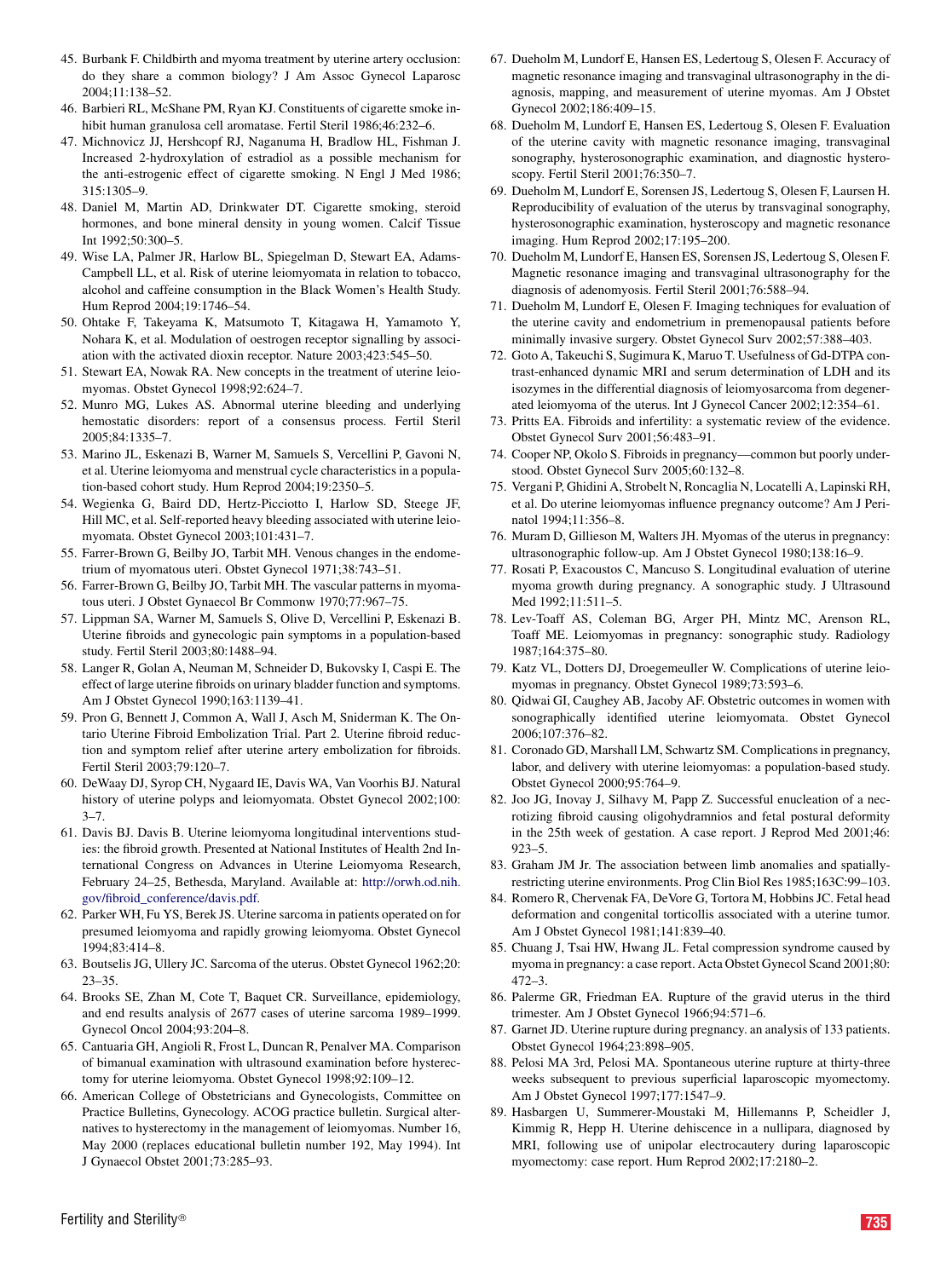45. Burbank F. Childbirth and myoma treatment by uterine artery occlusion: do they share a common biology? J Am Assoc Gynecol Laparosc 2004;11:138–52.
46. Barbieri RL, McShane PM, Ryan KJ. Constituents of cigarette smoke inhibit human granulosa cell aromatase. Fertil Steril 1986;46:232–6.
47. Michnovicz JJ, Hershcopf RJ, Naganuma H, Bradlow HL, Fishman J. Increased 2-hydroxylation of estradiol as a possible mechanism for the anti-estrogenic effect of cigarette smoking. N Engl J Med 1986; 315:1305–9.
48. Daniel M, Martin AD, Drinkwater DT. Cigarette smoking, steroid hormones, and bone mineral density in young women. Calcif Tissue Int 1992;50:300–5.
49. Wise LA, Palmer JR, Harlow BL, Spiegelman D, Stewart EA, Adams-Campbell LL, et al. Risk of uterine leiomyomata in relation to tobacco, alcohol and caffeine consumption in the Black Women's Health Study. Hum Reprod 2004;19:1746–54.
50. Ohtake F, Takeyama K, Matsumoto T, Kitagawa H, Yamamoto Y, Nohara K, et al. Modulation of oestrogen receptor signalling by association with the activated dioxin receptor. Nature 2003;423:545–50.
51. Stewart EA, Nowak RA. New concepts in the treatment of uterine leiomyomas. Obstet Gynecol 1998;92:624–7.
52. Munro MG, Lukes AS. Abnormal uterine bleeding and underlying hemostatic disorders: report of a consensus process. Fertil Steril 2005;84:1335–7.
53. Marino JL, Eskenazi B, Warner M, Samuels S, Vercellini P, Gavoni N, et al. Uterine leiomyoma and menstrual cycle characteristics in a population-based cohort study. Hum Reprod 2004;19:2350–5.
54. Wegienka G, Baird DD, Hertz-Picciotto I, Harlow SD, Steege JF, Hill MC, et al. Self-reported heavy bleeding associated with uterine leiomyomata. Obstet Gynecol 2003;101:431–7.
55. Farrer-Brown G, Beilby JO, Tarbit MH. Venous changes in the endometrium of myomatous uteri. Obstet Gynecol 1971;38:743–51.
56. Farrer-Brown G, Beilby JO, Tarbit MH. The vascular patterns in myomatous uteri. J Obstet Gynaecol Br Commonw 1970;77:967–75.
57. Lippman SA, Warner M, Samuels S, Olive D, Vercellini P, Eskenazi B. Uterine fibroids and gynecologic pain symptoms in a population-based study. Fertil Steril 2003;80:1488–94.
58. Langer R, Golan A, Neuman M, Schneider D, Bukovsky I, Caspi E. The effect of large uterine fibroids on urinary bladder function and symptoms. Am J Obstet Gynecol 1990;163:1139–41.
59. Pron G, Bennett J, Common A, Wall J, Asch M, Sniderman K. The Ontario Uterine Fibroid Embolization Trial. Part 2. Uterine fibroid reduction and symptom relief after uterine artery embolization for fibroids. Fertil Steril 2003;79:120–7.
60. DeWaay DJ, Syrop CH, Nygaard IE, Davis WA, Van Voorhis BJ. Natural history of uterine polyps and leiomyomata. Obstet Gynecol 2002;100: 3–7.
61. Davis BJ. Davis B. Uterine leiomyoma longitudinal interventions studies: the fibroid growth. Presented at National Institutes of Health 2nd International Congress on Advances in Uterine Leiomyoma Research, February 24–25, Bethesda, Maryland. Available at: http://orwh.od.nih.gov/fibroid_conference/davis.pdf.
62. Parker WH, Fu YS, Berek JS. Uterine sarcoma in patients operated on for presumed leiomyoma and rapidly growing leiomyoma. Obstet Gynecol 1994;83:414–8.
63. Boutselis JG, Ullery JC. Sarcoma of the uterus. Obstet Gynecol 1962;20: 23–35.
64. Brooks SE, Zhan M, Cote T, Baquet CR. Surveillance, epidemiology, and end results analysis of 2677 cases of uterine sarcoma 1989–1999. Gynecol Oncol 2004;93:204–8.
65. Cantuaria GH, Angioli R, Frost L, Duncan R, Penalver MA. Comparison of bimanual examination with ultrasound examination before hysterectomy for uterine leiomyoma. Obstet Gynecol 1998;92:109–12.
66. American College of Obstetricians and Gynecologists, Committee on Practice Bulletins, Gynecology. ACOG practice bulletin. Surgical alternatives to hysterectomy in the management of leiomyomas. Number 16, May 2000 (replaces educational bulletin number 192, May 1994). Int J Gynaecol Obstet 2001;73:285–93.
67. Dueholm M, Lundorf E, Hansen ES, Ledertoug S, Olesen F. Accuracy of magnetic resonance imaging and transvaginal ultrasonography in the diagnosis, mapping, and measurement of uterine myomas. Am J Obstet Gynecol 2002;186:409–15.
68. Dueholm M, Lundorf E, Hansen ES, Ledertoug S, Olesen F. Evaluation of the uterine cavity with magnetic resonance imaging, transvaginal sonography, hysterosonographic examination, and diagnostic hysteroscopy. Fertil Steril 2001;76:350–7.
69. Dueholm M, Lundorf E, Sorensen JS, Ledertoug S, Olesen F, Laursen H. Reproducibility of evaluation of the uterus by transvaginal sonography, hysterosonographic examination, hysteroscopy and magnetic resonance imaging. Hum Reprod 2002;17:195–200.
70. Dueholm M, Lundorf E, Hansen ES, Sorensen JS, Ledertoug S, Olesen F. Magnetic resonance imaging and transvaginal ultrasonography for the diagnosis of adenomyosis. Fertil Steril 2001;76:588–94.
71. Dueholm M, Lundorf E, Olesen F. Imaging techniques for evaluation of the uterine cavity and endometrium in premenopausal patients before minimally invasive surgery. Obstet Gynecol Surv 2002;57:388–403.
72. Goto A, Takeuchi S, Sugimura K, Maruo T. Usefulness of Gd-DTPA contrast-enhanced dynamic MRI and serum determination of LDH and its isozymes in the differential diagnosis of leiomyosarcoma from degenerated leiomyoma of the uterus. Int J Gynecol Cancer 2002;12:354–61.
73. Pritts EA. Fibroids and infertility: a systematic review of the evidence. Obstet Gynecol Surv 2001;56:483–91.
74. Cooper NP, Okolo S. Fibroids in pregnancy—common but poorly understood. Obstet Gynecol Surv 2005;60:132–8.
75. Vergani P, Ghidini A, Strobelt N, Roncaglia N, Locatelli A, Lapinski RH, et al. Do uterine leiomyomas influence pregnancy outcome? Am J Perinatol 1994;11:356–8.
76. Muram D, Gillieson M, Walters JH. Myomas of the uterus in pregnancy: ultrasonographic follow-up. Am J Obstet Gynecol 1980;138:16–9.
77. Rosati P, Exacoustos C, Mancuso S. Longitudinal evaluation of uterine myoma growth during pregnancy. A sonographic study. J Ultrasound Med 1992;11:511–5.
78. Lev-Toaff AS, Coleman BG, Arger PH, Mintz MC, Arenson RL, Toaff ME. Leiomyomas in pregnancy: sonographic study. Radiology 1987;164:375–80.
79. Katz VL, Dotters DJ, Droegemeuller W. Complications of uterine leiomyomas in pregnancy. Obstet Gynecol 1989;73:593–6.
80. Qidwai GI, Caughey AB, Jacoby AF. Obstetric outcomes in women with sonographically identified uterine leiomyomata. Obstet Gynecol 2006;107:376–82.
81. Coronado GD, Marshall LM, Schwartz SM. Complications in pregnancy, labor, and delivery with uterine leiomyomas: a population-based study. Obstet Gynecol 2000;95:764–9.
82. Joo JG, Inovay J, Silhavy M, Papp Z. Successful enucleation of a necrotizing fibroid causing oligohydramnios and fetal postural deformity in the 25th week of gestation. A case report. J Reprod Med 2001;46: 923–5.
83. Graham JM Jr. The association between limb anomalies and spatially-restricting uterine environments. Prog Clin Biol Res 1985;163C:99–103.
84. Romero R, Chervenak FA, DeVore G, Tortora M, Hobbins JC. Fetal head deformation and congenital torticollis associated with a uterine tumor. Am J Obstet Gynecol 1981;141:839–40.
85. Chuang J, Tsai HW, Hwang JL. Fetal compression syndrome caused by myoma in pregnancy: a case report. Acta Obstet Gynecol Scand 2001;80: 472–3.
86. Palerme GR, Friedman EA. Rupture of the gravid uterus in the third trimester. Am J Obstet Gynecol 1966;94:571–6.
87. Garnet JD. Uterine rupture during pregnancy. an analysis of 133 patients. Obstet Gynecol 1964;23:898–905.
88. Pelosi MA 3rd, Pelosi MA. Spontaneous uterine rupture at thirty-three weeks subsequent to previous superficial laparoscopic myomectomy. Am J Obstet Gynecol 1997;177:1547–9.
89. Hasbargen U, Summerer-Moustaki M, Hillemanns P, Scheidler J, Kimmig R, Hepp H. Uterine dehiscence in a nullipara, diagnosed by MRI, following use of unipolar electrocautery during laparoscopic myomectomy: case report. Hum Reprod 2002;17:2180–2.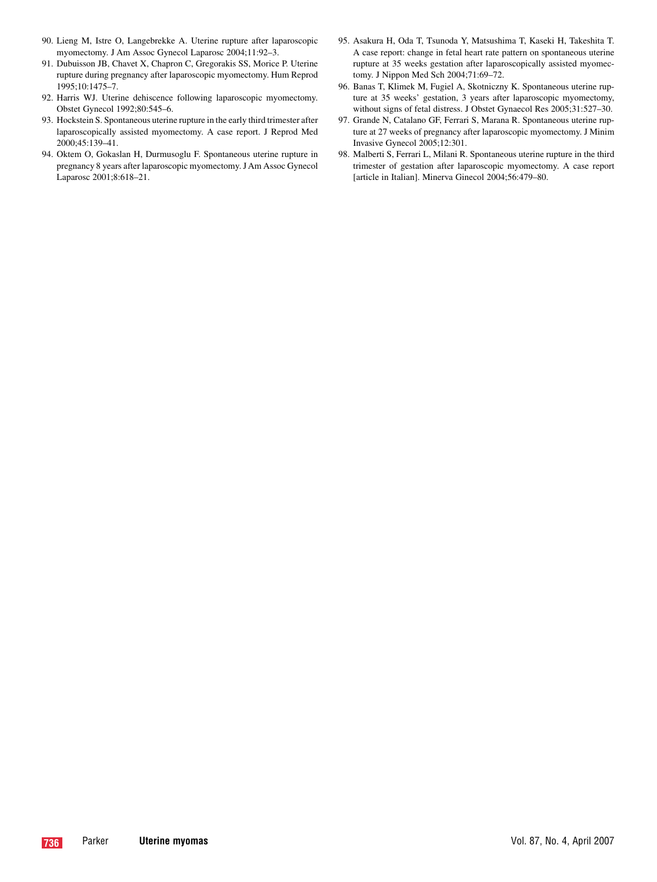90. Lieng M, Istre O, Langebrekke A. Uterine rupture after laparoscopic myomectomy. J Am Assoc Gynecol Laparosc 2004;11:92–3.
91. Dubuisson JB, Chavet X, Chapron C, Gregorakis SS, Morice P. Uterine rupture during pregnancy after laparoscopic myomectomy. Hum Reprod 1995;10:1475–7.
92. Harris WJ. Uterine dehiscence following laparoscopic myomectomy. Obstet Gynecol 1992;80:545–6.
93. Hockstein S. Spontaneous uterine rupture in the early third trimester after laparoscopically assisted myomectomy. A case report. J Reprod Med 2000;45:139–41.
94. Oktem O, Gokaslan H, Durmusoglu F. Spontaneous uterine rupture in pregnancy 8 years after laparoscopic myomectomy. J Am Assoc Gynecol Laparosc 2001;8:618–21.
95. Asakura H, Oda T, Tsunoda Y, Matsushima T, Kaseki H, Takeshita T. A case report: change in fetal heart rate pattern on spontaneous uterine rupture at 35 weeks gestation after laparoscopically assisted myomectomy. J Nippon Med Sch 2004;71:69–72.
96. Banas T, Klimek M, Fugiel A, Skotniczny K. Spontaneous uterine rupture at 35 weeks' gestation, 3 years after laparoscopic myomectomy, without signs of fetal distress. J Obstet Gynaecol Res 2005;31:527–30.
97. Grande N, Catalano GF, Ferrari S, Marana R. Spontaneous uterine rupture at 27 weeks of pregnancy after laparoscopic myomectomy. J Minim Invasive Gynecol 2005;12:301.
98. Malberti S, Ferrari L, Milani R. Spontaneous uterine rupture in the third trimester of gestation after laparoscopic myomectomy. A case report [article in Italian]. Minerva Ginecol 2004;56:479–80.